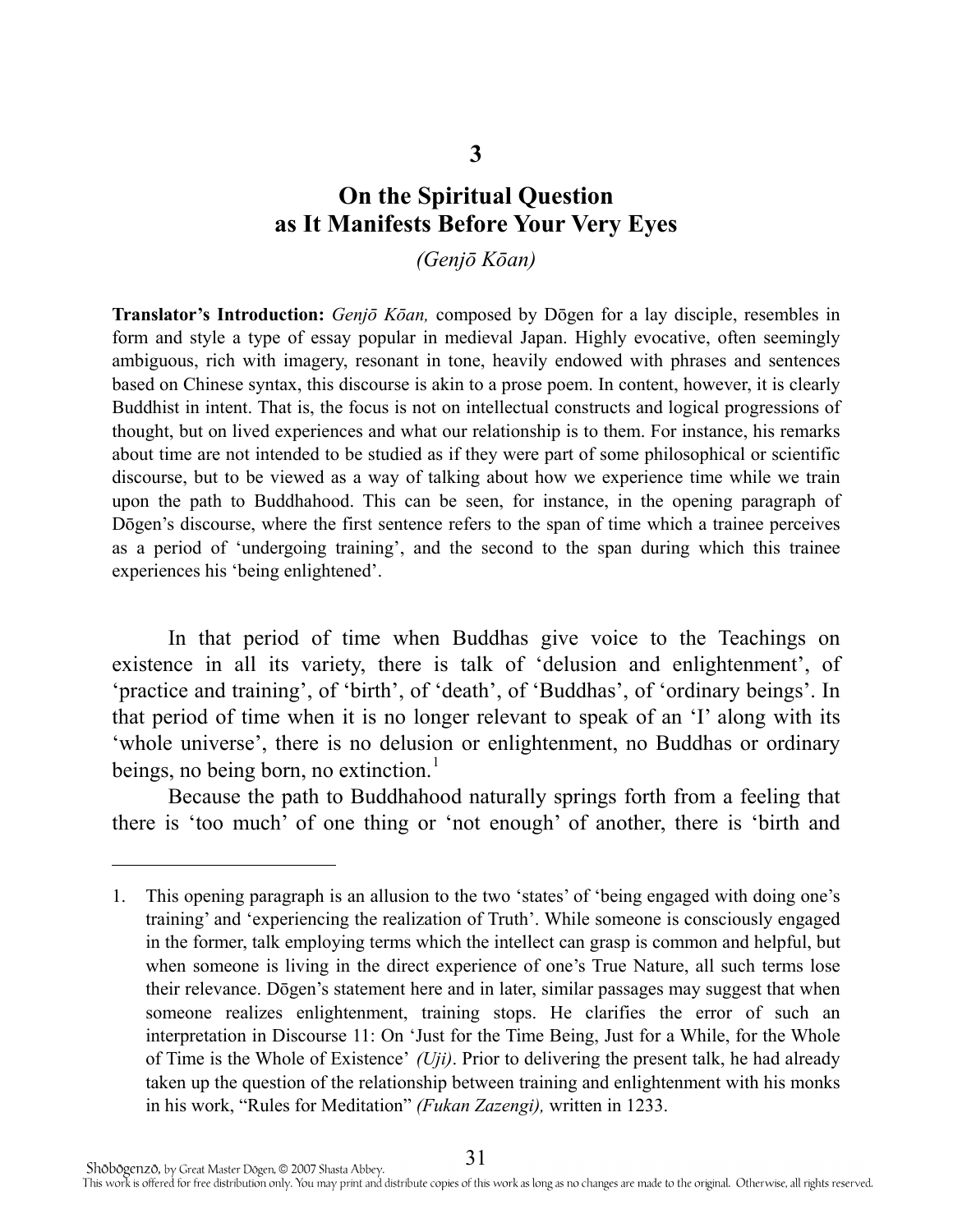# 3

# On the Spiritual Question as It Manifests Before Your Very Eyes

*(Genjō Kōan)*

**Translator's Introduction:** *Genjō Kōan,* composed by Dōgen for a lay disciple, resembles in form and style a type of essay popular in medieval Japan. Highly evocative, often seemingly ambiguous, rich with imagery, resonant in tone, heavily endowed with phrases and sentences based on Chinese syntax, this discourse is akin to a prose poem. In content, however, it is clearly Buddhist in intent. That is, the focus is not on intellectual constructs and logical progressions of thought, but on lived experiences and what our relationship is to them. For instance, his remarks about time are not intended to be studied as if they were part of some philosophical or scientific discourse, but to be viewed as a way of talking about how we experience time while we train upon the path to Buddhahood. This can be seen, for instance, in the opening paragraph of Dōgen's discourse, where the first sentence refers to the span of time which a trainee perceives as a period of 'undergoing training', and the second to the span during which this trainee experiences his 'being enlightened'.

In that period of time when Buddhas give voice to the Teachings on existence in all its variety, there is talk of 'delusion and enlightenment', of 'practice and training', of 'birth', of 'death', of 'Buddhas', of 'ordinary beings'. In that period of time when it is no longer relevant to speak of an 'I' along with its 'whole universe', there is no delusion or enlightenment, no Buddhas or ordinary beings, no being born, no extinction.[1]

Because the path to Buddhahood naturally springs forth from a feeling that there is 'too much' of one thing or 'not enough' of another, there is 'birth and

---

1. This opening paragraph is an allusion to the two 'states' of 'being engaged with doing one's training' and 'experiencing the realization of Truth'. While someone is consciously engaged in the former, talk employing terms which the intellect can grasp is common and helpful, but when someone is living in the direct experience of one's True Nature, all such terms lose their relevance. Dōgen's statement here and in later, similar passages may suggest that when someone realizes enlightenment, training stops. He clarifies the error of such an interpretation in Discourse 11: On 'Just for the Time Being, Just for a While, for the Whole of Time is the Whole of Existence' *(Uji)*. Prior to delivering the present talk, he had already taken up the question of the relationship between training and enlightenment with his monks in his work, "Rules for Meditation" *(Fukan Zazengi),* written in 1233.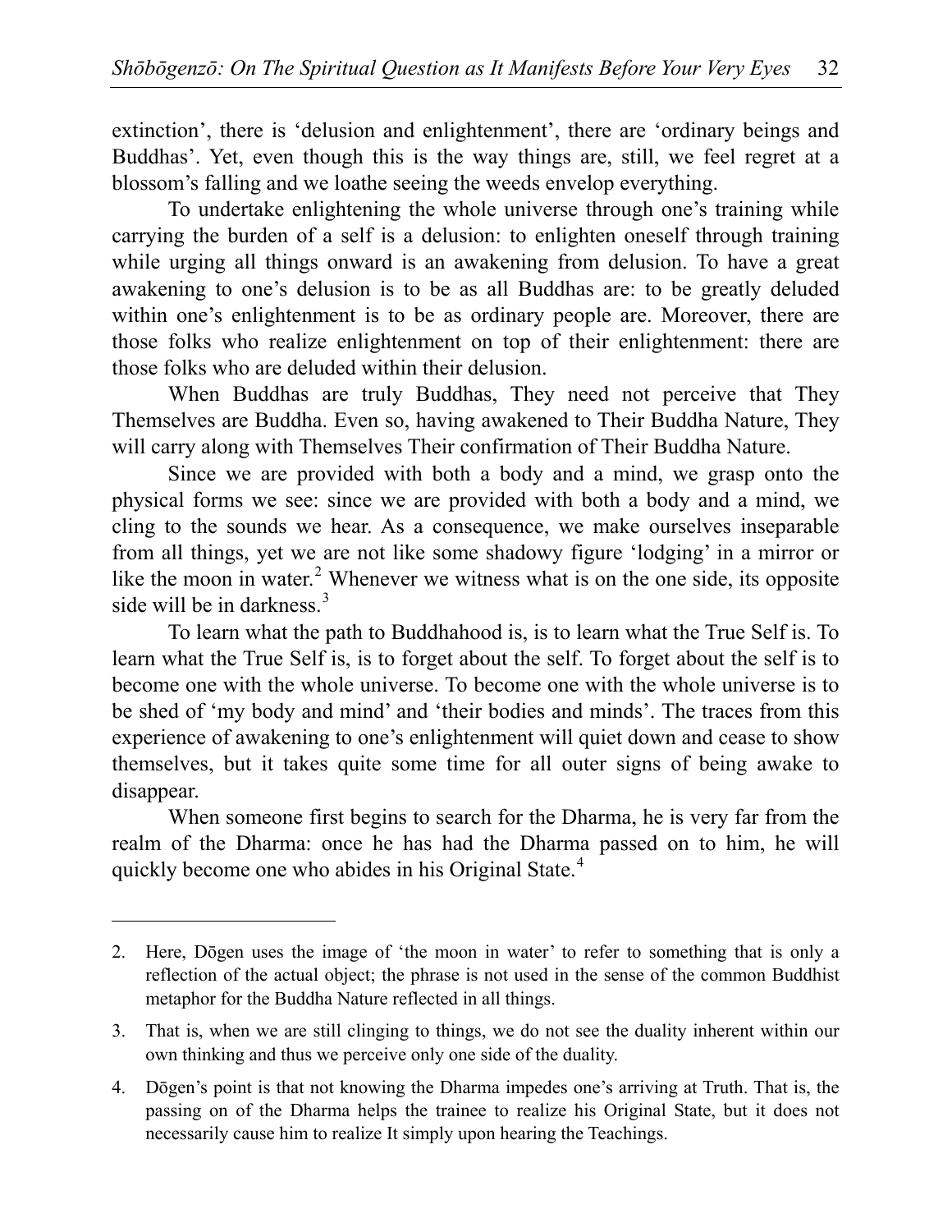extinction', there is 'delusion and enlightenment', there are 'ordinary beings and Buddhas'. Yet, even though this is the way things are, still, we feel regret at a blossom's falling and we loathe seeing the weeds envelop everything.

To undertake enlightening the whole universe through one's training while carrying the burden of a self is a delusion: to enlighten oneself through training while urging all things onward is an awakening from delusion. To have a great awakening to one's delusion is to be as all Buddhas are: to be greatly deluded within one's enlightenment is to be as ordinary people are. Moreover, there are those folks who realize enlightenment on top of their enlightenment: there are those folks who are deluded within their delusion.

When Buddhas are truly Buddhas, They need not perceive that They Themselves are Buddha. Even so, having awakened to Their Buddha Nature, They will carry along with Themselves Their confirmation of Their Buddha Nature.

Since we are provided with both a body and a mind, we grasp onto the physical forms we see: since we are provided with both a body and a mind, we cling to the sounds we hear. As a consequence, we make ourselves inseparable from all things, yet we are not like some shadowy figure 'lodging' in a mirror or like the moon in water.[2] Whenever we witness what is on the one side, its opposite side will be in darkness.[3]

To learn what the path to Buddhahood is, is to learn what the True Self is. To learn what the True Self is, is to forget about the self. To forget about the self is to become one with the whole universe. To become one with the whole universe is to be shed of 'my body and mind' and 'their bodies and minds'. The traces from this experience of awakening to one's enlightenment will quiet down and cease to show themselves, but it takes quite some time for all outer signs of being awake to disappear.

When someone first begins to search for the Dharma, he is very far from the realm of the Dharma: once he has had the Dharma passed on to him, he will quickly become one who abides in his Original State.[4]

---

2. Here, Dōgen uses the image of 'the moon in water' to refer to something that is only a reflection of the actual object; the phrase is not used in the sense of the common Buddhist metaphor for the Buddha Nature reflected in all things.

3. That is, when we are still clinging to things, we do not see the duality inherent within our own thinking and thus we perceive only one side of the duality.

4. Dōgen's point is that not knowing the Dharma impedes one's arriving at Truth. That is, the passing on of the Dharma helps the trainee to realize his Original State, but it does not necessarily cause him to realize It simply upon hearing the Teachings.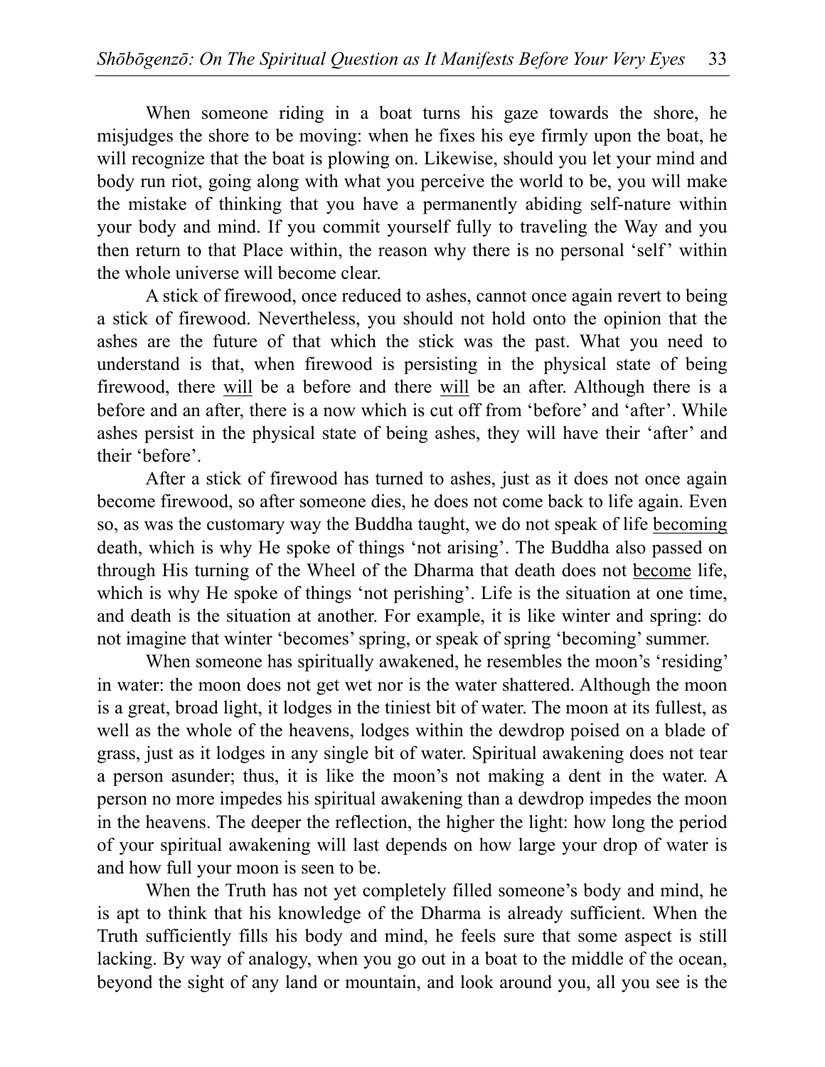When someone riding in a boat turns his gaze towards the shore, he misjudges the shore to be moving: when he fixes his eye firmly upon the boat, he will recognize that the boat is plowing on. Likewise, should you let your mind and body run riot, going along with what you perceive the world to be, you will make the mistake of thinking that you have a permanently abiding self-nature within your body and mind. If you commit yourself fully to traveling the Way and you then return to that Place within, the reason why there is no personal 'self' within the whole universe will become clear.

A stick of firewood, once reduced to ashes, cannot once again revert to being a stick of firewood. Nevertheless, you should not hold onto the opinion that the ashes are the future of that which the stick was the past. What you need to understand is that, when firewood is persisting in the physical state of being firewood, there <u>will</u> be a before and there <u>will</u> be an after. Although there is a before and an after, there is a now which is cut off from 'before' and 'after'. While ashes persist in the physical state of being ashes, they will have their 'after' and their 'before'.

After a stick of firewood has turned to ashes, just as it does not once again become firewood, so after someone dies, he does not come back to life again. Even so, as was the customary way the Buddha taught, we do not speak of life <u>becoming</u> death, which is why He spoke of things 'not arising'. The Buddha also passed on through His turning of the Wheel of the Dharma that death does not <u>become</u> life, which is why He spoke of things 'not perishing'. Life is the situation at one time, and death is the situation at another. For example, it is like winter and spring: do not imagine that winter 'becomes' spring, or speak of spring 'becoming' summer.

When someone has spiritually awakened, he resembles the moon's 'residing' in water: the moon does not get wet nor is the water shattered. Although the moon is a great, broad light, it lodges in the tiniest bit of water. The moon at its fullest, as well as the whole of the heavens, lodges within the dewdrop poised on a blade of grass, just as it lodges in any single bit of water. Spiritual awakening does not tear a person asunder; thus, it is like the moon's not making a dent in the water. A person no more impedes his spiritual awakening than a dewdrop impedes the moon in the heavens. The deeper the reflection, the higher the light: how long the period of your spiritual awakening will last depends on how large your drop of water is and how full your moon is seen to be.

When the Truth has not yet completely filled someone's body and mind, he is apt to think that his knowledge of the Dharma is already sufficient. When the Truth sufficiently fills his body and mind, he feels sure that some aspect is still lacking. By way of analogy, when you go out in a boat to the middle of the ocean, beyond the sight of any land or mountain, and look around you, all you see is the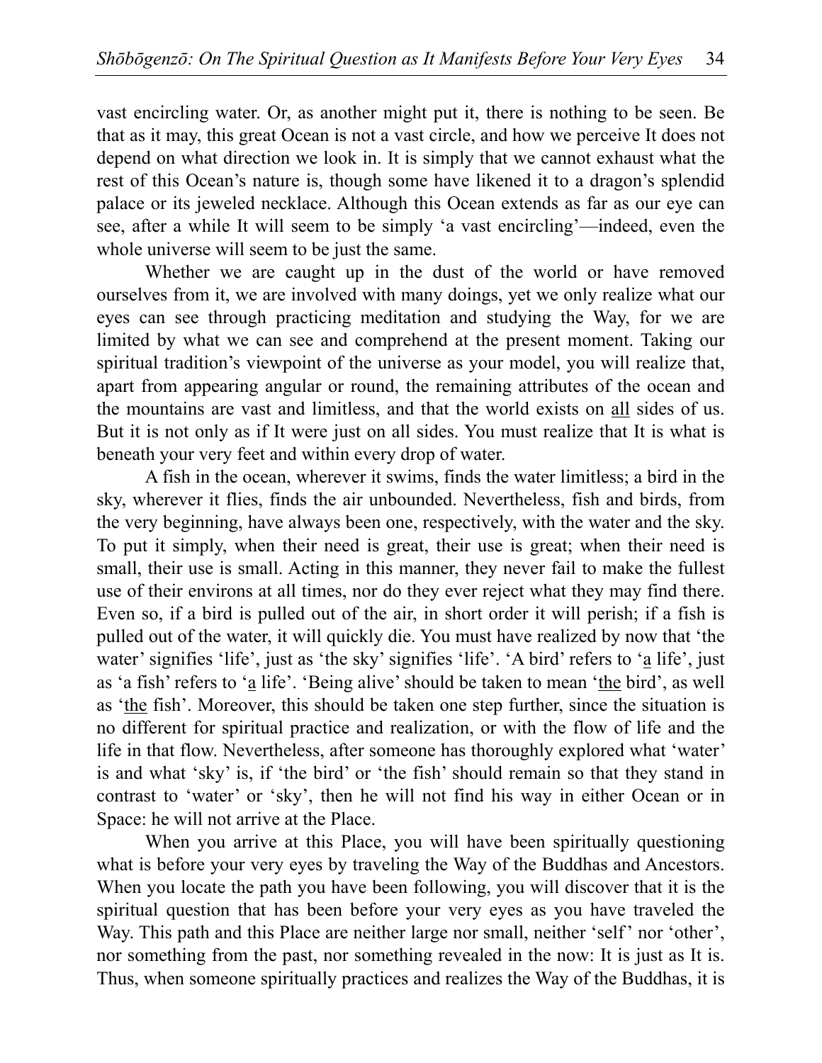vast encircling water. Or, as another might put it, there is nothing to be seen. Be that as it may, this great Ocean is not a vast circle, and how we perceive It does not depend on what direction we look in. It is simply that we cannot exhaust what the rest of this Ocean's nature is, though some have likened it to a dragon's splendid palace or its jeweled necklace. Although this Ocean extends as far as our eye can see, after a while It will seem to be simply 'a vast encircling'—indeed, even the whole universe will seem to be just the same.

Whether we are caught up in the dust of the world or have removed ourselves from it, we are involved with many doings, yet we only realize what our eyes can see through practicing meditation and studying the Way, for we are limited by what we can see and comprehend at the present moment. Taking our spiritual tradition's viewpoint of the universe as your model, you will realize that, apart from appearing angular or round, the remaining attributes of the ocean and the mountains are vast and limitless, and that the world exists on <u>all</u> sides of us. But it is not only as if It were just on all sides. You must realize that It is what is beneath your very feet and within every drop of water.

A fish in the ocean, wherever it swims, finds the water limitless; a bird in the sky, wherever it flies, finds the air unbounded. Nevertheless, fish and birds, from the very beginning, have always been one, respectively, with the water and the sky. To put it simply, when their need is great, their use is great; when their need is small, their use is small. Acting in this manner, they never fail to make the fullest use of their environs at all times, nor do they ever reject what they may find there. Even so, if a bird is pulled out of the air, in short order it will perish; if a fish is pulled out of the water, it will quickly die. You must have realized by now that 'the water' signifies 'life', just as 'the sky' signifies 'life'. 'A bird' refers to '<u>a</u> life', just as 'a fish' refers to '<u>a</u> life'. 'Being alive' should be taken to mean '<u>the</u> bird', as well as '<u>the</u> fish'. Moreover, this should be taken one step further, since the situation is no different for spiritual practice and realization, or with the flow of life and the life in that flow. Nevertheless, after someone has thoroughly explored what 'water' is and what 'sky' is, if 'the bird' or 'the fish' should remain so that they stand in contrast to 'water' or 'sky', then he will not find his way in either Ocean or in Space: he will not arrive at the Place.

When you arrive at this Place, you will have been spiritually questioning what is before your very eyes by traveling the Way of the Buddhas and Ancestors. When you locate the path you have been following, you will discover that it is the spiritual question that has been before your very eyes as you have traveled the Way. This path and this Place are neither large nor small, neither 'self' nor 'other', nor something from the past, nor something revealed in the now: It is just as It is. Thus, when someone spiritually practices and realizes the Way of the Buddhas, it is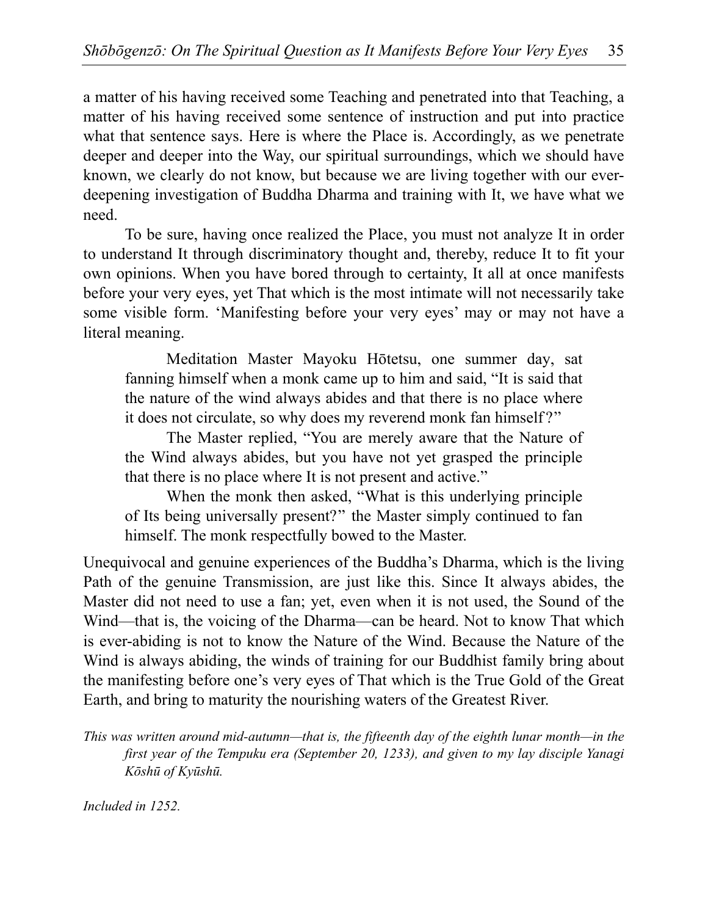a matter of his having received some Teaching and penetrated into that Teaching, a matter of his having received some sentence of instruction and put into practice what that sentence says. Here is where the Place is. Accordingly, as we penetrate deeper and deeper into the Way, our spiritual surroundings, which we should have known, we clearly do not know, but because we are living together with our ever-deepening investigation of Buddha Dharma and training with It, we have what we need.

To be sure, having once realized the Place, you must not analyze It in order to understand It through discriminatory thought and, thereby, reduce It to fit your own opinions. When you have bored through to certainty, It all at once manifests before your very eyes, yet That which is the most intimate will not necessarily take some visible form. 'Manifesting before your very eyes' may or may not have a literal meaning.

> Meditation Master Mayoku Hōtetsu, one summer day, sat fanning himself when a monk came up to him and said, "It is said that the nature of the wind always abides and that there is no place where it does not circulate, so why does my reverend monk fan himself?"
>
> The Master replied, "You are merely aware that the Nature of the Wind always abides, but you have not yet grasped the principle that there is no place where It is not present and active."
>
> When the monk then asked, "What is this underlying principle of Its being universally present?" the Master simply continued to fan himself. The monk respectfully bowed to the Master.

Unequivocal and genuine experiences of the Buddha's Dharma, which is the living Path of the genuine Transmission, are just like this. Since It always abides, the Master did not need to use a fan; yet, even when it is not used, the Sound of the Wind—that is, the voicing of the Dharma—can be heard. Not to know That which is ever-abiding is not to know the Nature of the Wind. Because the Nature of the Wind is always abiding, the winds of training for our Buddhist family bring about the manifesting before one's very eyes of That which is the True Gold of the Great Earth, and bring to maturity the nourishing waters of the Greatest River.

*This was written around mid-autumn—that is, the fifteenth day of the eighth lunar month—in the first year of the Tempuku era (September 20, 1233), and given to my lay disciple Yanagi Kōshū of Kyūshū.*

*Included in 1252.*